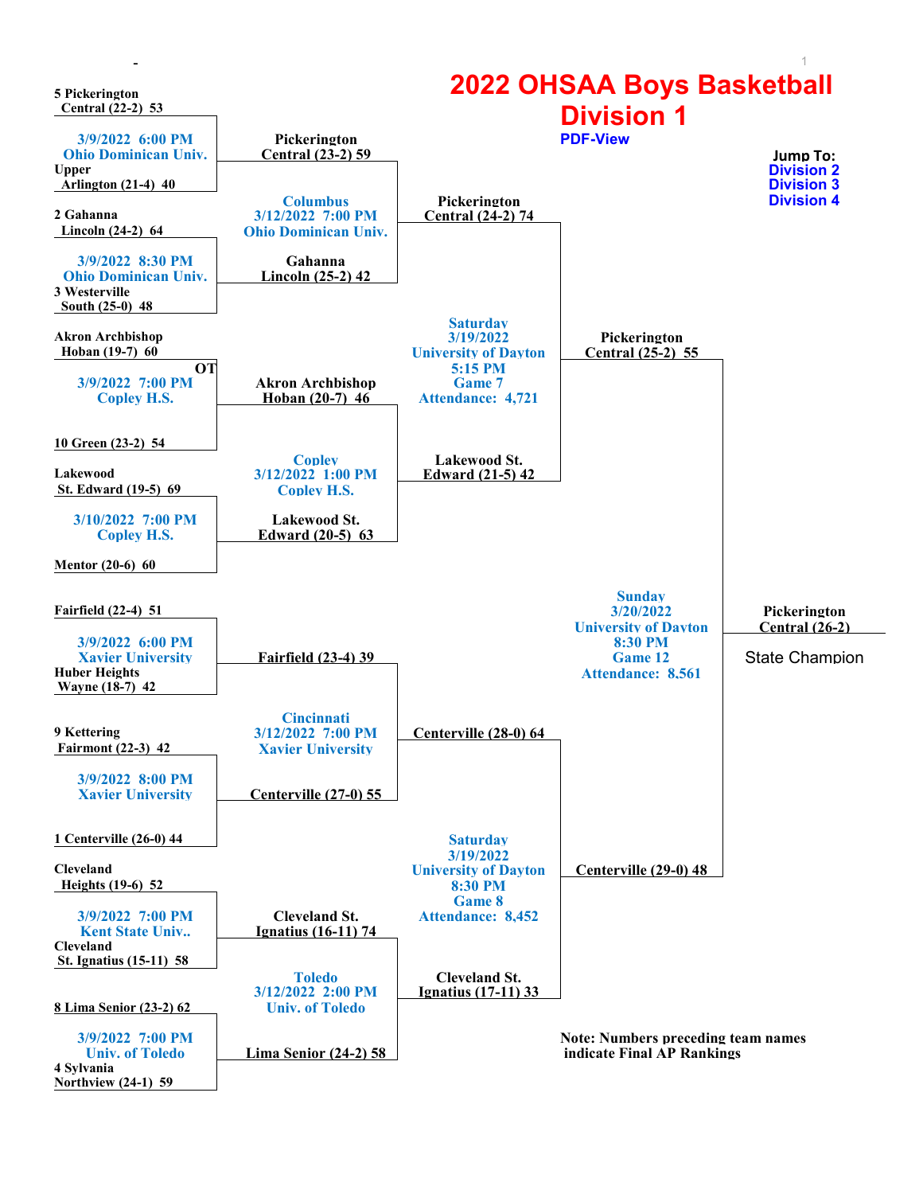# 2022 OHSAA Boys Basketball Division 1

PDF-View

Jump To:
Division 2
Division 3
Division 4

## First Round

5 Pickerington Central (22-2) 53
3/9/2022 6:00 PM
Ohio Dominican Univ.
Upper Arlington (21-4) 40

2 Gahanna Lincoln (24-2) 64
3/9/2022 8:30 PM
Ohio Dominican Univ.
3 Westerville South (25-0) 48

Akron Archbishop Hoban (19-7) 60 OT
3/9/2022 7:00 PM
Copley H.S.
10 Green (23-2) 54

Lakewood St. Edward (19-5) 69
3/10/2022 7:00 PM
Copley H.S.
Mentor (20-6) 60

Fairfield (22-4) 51
3/9/2022 6:00 PM
Xavier University
Huber Heights Wayne (18-7) 42

9 Kettering Fairmont (22-3) 42
3/9/2022 8:00 PM
Xavier University
1 Centerville (26-0) 44

Cleveland Heights (19-6) 52
3/9/2022 7:00 PM
Kent State Univ..
Cleveland St. Ignatius (15-11) 58

8 Lima Senior (23-2) 62
3/9/2022 7:00 PM
Univ. of Toledo
4 Sylvania Northview (24-1) 59

## Regional Finals

Pickerington Central (23-2) 59
Columbus
3/12/2022 7:00 PM
Ohio Dominican Univ.
Gahanna Lincoln (25-2) 42

Akron Archbishop Hoban (20-7) 46
Copley
3/12/2022 1:00 PM
Copley H.S.
Lakewood St. Edward (20-5) 63

Fairfield (23-4) 39
Cincinnati
3/12/2022 7:00 PM
Xavier University
Centerville (27-0) 55

Cleveland St. Ignatius (16-11) 74
Toledo
3/12/2022 2:00 PM
Univ. of Toledo
Lima Senior (24-2) 58

## State Semifinals

Pickerington Central (24-2) 74
Saturday
3/19/2022
University of Dayton
5:15 PM
Game 7
Attendance: 4,721
Lakewood St. Edward (21-5) 42

Centerville (28-0) 64
Saturday
3/19/2022
University of Dayton
8:30 PM
Game 8
Attendance: 8,452
Cleveland St. Ignatius (17-11) 33

## State Final

Pickerington Central (25-2) 55
Sunday
3/20/2022
University of Dayton
8:30 PM
Game 12
Attendance: 8,561
Centerville (29-0) 48

## State Champion

Pickerington Central (26-2)

State Champion

Note: Numbers preceding team names indicate Final AP Rankings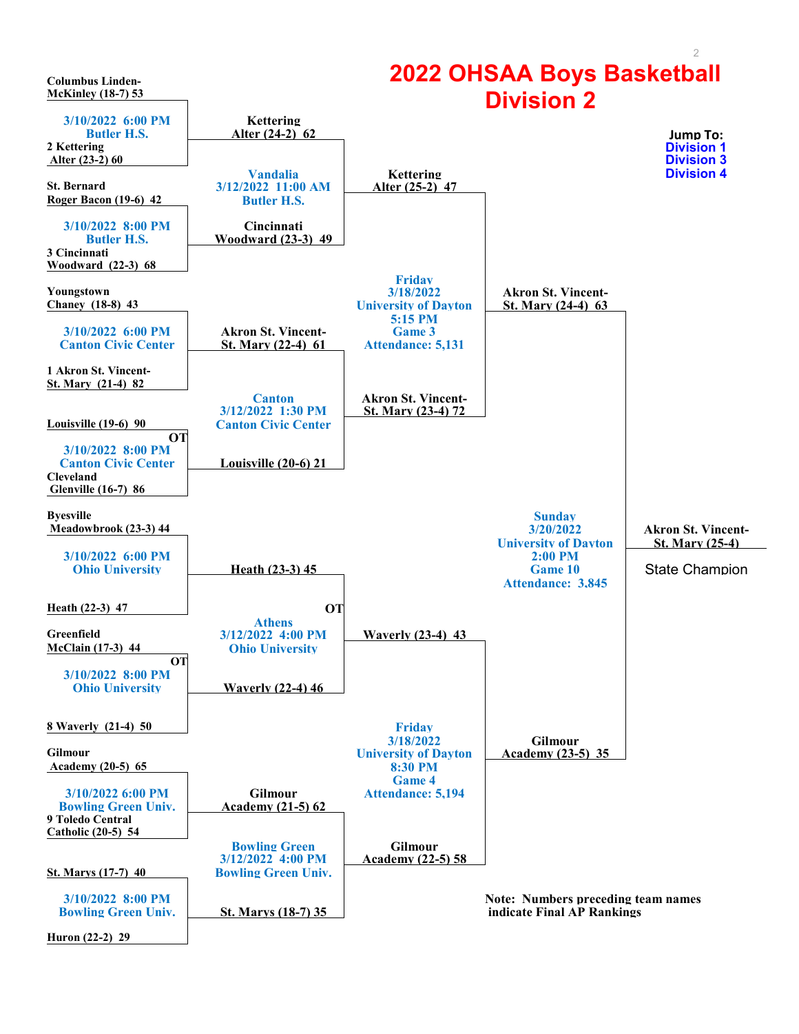# 2022 OHSAA Boys Basketball Division 2

Jump To:
Division 1
Division 3
Division 4

## District Finals

**3/10/2022 6:00 PM, Butler H.S.**
- Columbus Linden-McKinley (18-7) 53
- 2 Kettering Alter (23-2) 60

**3/10/2022 8:00 PM, Butler H.S.**
- St. Bernard Roger Bacon (19-6) 42
- 3 Cincinnati Woodward (22-3) 68

**3/10/2022 6:00 PM, Canton Civic Center**
- Youngstown Chaney (18-8) 43
- 1 Akron St. Vincent-St. Mary (21-4) 82

**3/10/2022 8:00 PM, Canton Civic Center**
- Louisville (19-6) 90 OT
- Cleveland Glenville (16-7) 86

**3/10/2022 6:00 PM, Ohio University**
- Byesville Meadowbrook (23-3) 44
- Heath (22-3) 47

**3/10/2022 8:00 PM, Ohio University**
- Greenfield McClain (17-3) 44 OT
- 8 Waverly (21-4) 50

**3/10/2022 6:00 PM, Bowling Green Univ.**
- Gilmour Academy (20-5) 65
- 9 Toledo Central Catholic (20-5) 54

**3/10/2022 8:00 PM, Bowling Green Univ.**
- St. Marys (17-7) 40
- Huron (22-2) 29

## Regional Finals

**Vandalia, 3/12/2022 11:00 AM, Butler H.S.**
- Kettering Alter (24-2) 62
- Cincinnati Woodward (23-3) 49

**Canton, 3/12/2022 1:30 PM, Canton Civic Center**
- Akron St. Vincent-St. Mary (22-4) 61
- Louisville (20-6) 21

**Athens, 3/12/2022 4:00 PM, Ohio University**
- Heath (23-3) 45 OT
- Waverly (22-4) 46

**Bowling Green, 3/12/2022 4:00 PM, Bowling Green Univ.**
- Gilmour Academy (21-5) 62
- St. Marys (18-7) 35

## State Semifinals

**Friday 3/18/2022, University of Dayton, 5:15 PM, Game 3, Attendance: 5,131**
- Kettering Alter (25-2) 47
- Akron St. Vincent-St. Mary (23-4) 72

**Friday 3/18/2022, University of Dayton, 8:30 PM, Game 4, Attendance: 5,194**
- Waverly (23-4) 43
- Gilmour Academy (22-5) 58

## State Final

**Sunday 3/20/2022, University of Dayton, 2:00 PM, Game 10, Attendance: 3,845**
- Akron St. Vincent-St. Mary (24-4) 63
- Gilmour Academy (23-5) 35

**Akron St. Vincent-St. Mary (25-4)**

State Champion

Note: Numbers preceding team names indicate Final AP Rankings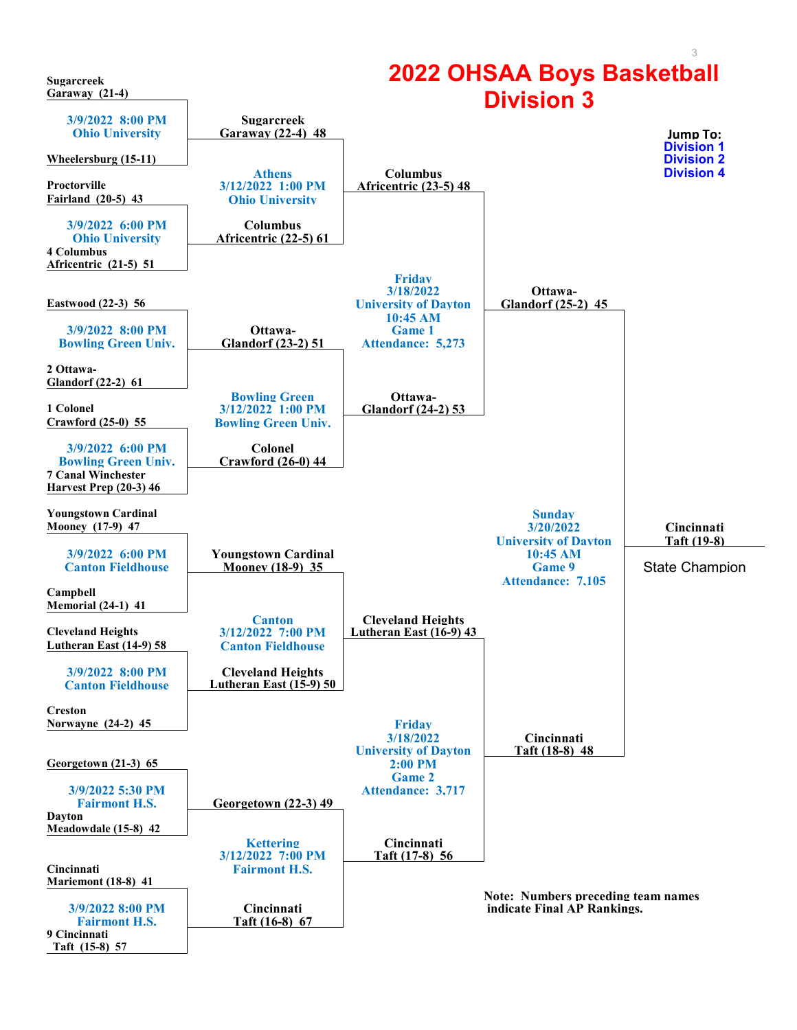# 2022 OHSAA Boys Basketball Division 3

Jump To:
Division 1
Division 2
Division 4

## District Finals

**3/9/2022 8:00 PM, Ohio University**
- Sugarcreek Garaway (21-4)
- Wheelersburg (15-11)

**3/9/2022 6:00 PM, Ohio University**
- Proctorville Fairland (20-5) 43
- 4 Columbus Africentric (21-5) 51

**3/9/2022 8:00 PM, Bowling Green Univ.**
- Eastwood (22-3) 56
- 2 Ottawa-Glandorf (22-2) 61

**3/9/2022 6:00 PM, Bowling Green Univ.**
- 1 Colonel Crawford (25-0) 55
- 7 Canal Winchester Harvest Prep (20-3) 46

**3/9/2022 6:00 PM, Canton Fieldhouse**
- Youngstown Cardinal Mooney (17-9) 47
- Campbell Memorial (24-1) 41

**3/9/2022 8:00 PM, Canton Fieldhouse**
- Cleveland Heights Lutheran East (14-9) 58
- Creston Norwayne (24-2) 45

**3/9/2022 5:30 PM, Fairmont H.S.**
- Georgetown (21-3) 65
- Dayton Meadowdale (15-8) 42

**3/9/2022 8:00 PM, Fairmont H.S.**
- Cincinnati Mariemont (18-8) 41
- 9 Cincinnati Taft (15-8) 57

## Regional Finals

**Athens, 3/12/2022 1:00 PM, Ohio University**
- Sugarcreek Garaway (22-4) 48
- Columbus Africentric (22-5) 61

**Bowling Green, 3/12/2022 1:00 PM, Bowling Green Univ.**
- Ottawa-Glandorf (23-2) 51
- Colonel Crawford (26-0) 44

**Canton, 3/12/2022 7:00 PM, Canton Fieldhouse**
- Youngstown Cardinal Mooney (18-9) 35
- Cleveland Heights Lutheran East (15-9) 50

**Kettering, 3/12/2022 7:00 PM, Fairmont H.S.**
- Georgetown (22-3) 49
- Cincinnati Taft (16-8) 67

## State Semifinals

**Friday 3/18/2022, University of Dayton, 10:45 AM, Game 1, Attendance: 5,273**
- Columbus Africentric (23-5) 48
- Ottawa-Glandorf (24-2) 53

**Friday 3/18/2022, University of Dayton, 2:00 PM, Game 2, Attendance: 3,717**
- Cleveland Heights Lutheran East (16-9) 43
- Cincinnati Taft (17-8) 56

## State Final

**Sunday 3/20/2022, University of Dayton, 10:45 AM, Game 9, Attendance: 7,105**
- Ottawa-Glandorf (25-2) 45
- Cincinnati Taft (18-8) 48

**Cincinnati Taft (19-8)**
State Champion

Note: Numbers preceding team names indicate Final AP Rankings.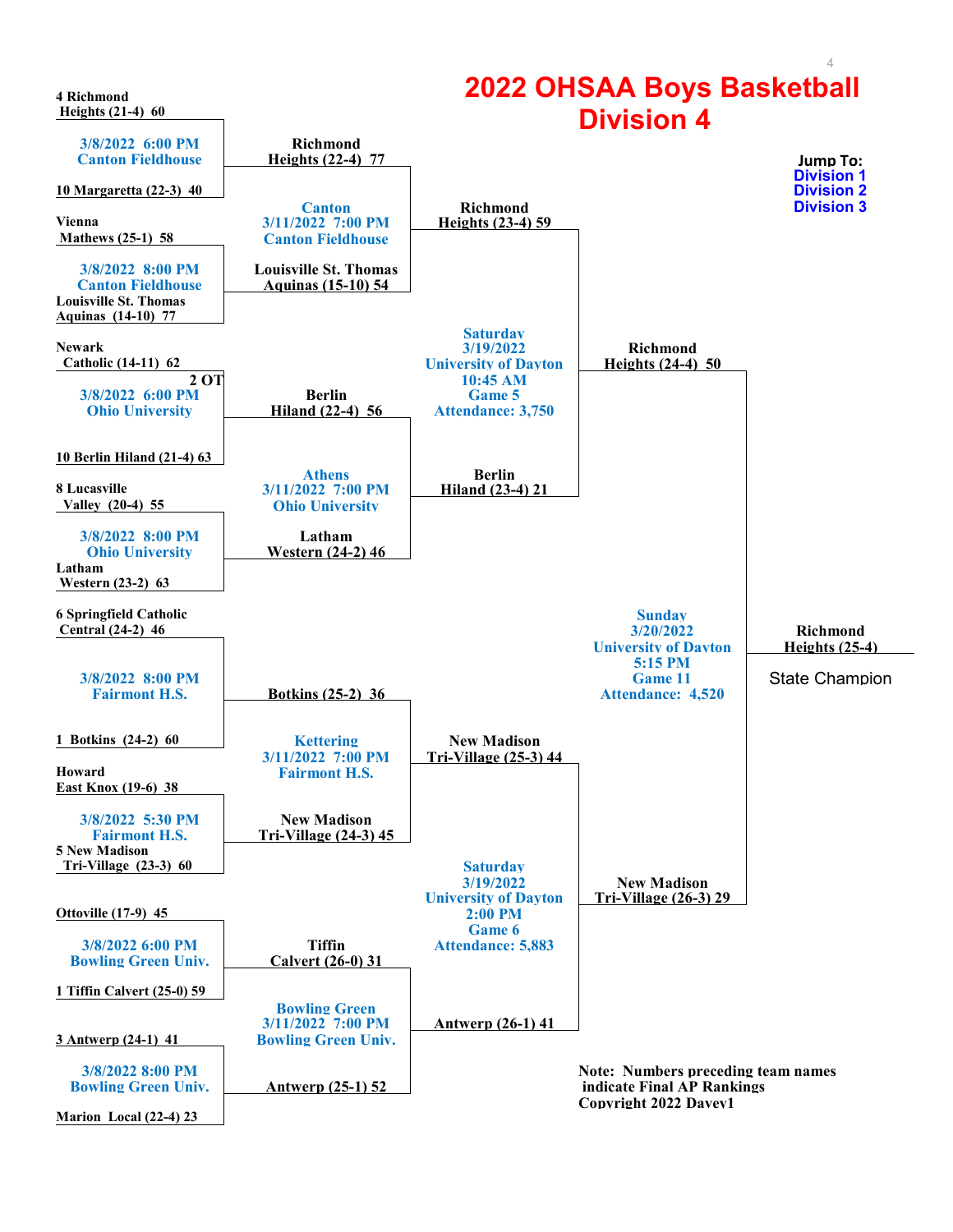# 2022 OHSAA Boys Basketball Division 4

Jump To:
Division 1
Division 2
Division 3

4 Richmond Heights (21-4) 60

3/8/2022 6:00 PM
Canton Fieldhouse

10 Margaretta (22-3) 40

Vienna Mathews (25-1) 58

3/8/2022 8:00 PM
Canton Fieldhouse

Louisville St. Thomas Aquinas (14-10) 77

Newark Catholic (14-11) 62

2 OT
3/8/2022 6:00 PM
Ohio University

10 Berlin Hiland (21-4) 63

8 Lucasville Valley (20-4) 55

3/8/2022 8:00 PM
Ohio University

Latham Western (23-2) 63

6 Springfield Catholic Central (24-2) 46

3/8/2022 8:00 PM
Fairmont H.S.

1 Botkins (24-2) 60

Howard East Knox (19-6) 38

3/8/2022 5:30 PM
Fairmont H.S.

5 New Madison Tri-Village (23-3) 60

Ottoville (17-9) 45

3/8/2022 6:00 PM
Bowling Green Univ.

1 Tiffin Calvert (25-0) 59

3 Antwerp (24-1) 41

3/8/2022 8:00 PM
Bowling Green Univ.

Marion Local (22-4) 23

Richmond Heights (22-4) 77

Canton
3/11/2022 7:00 PM
Canton Fieldhouse

Louisville St. Thomas Aquinas (15-10) 54

Berlin Hiland (22-4) 56

Athens
3/11/2022 7:00 PM
Ohio University

Latham Western (24-2) 46

Botkins (25-2) 36

Kettering
3/11/2022 7:00 PM
Fairmont H.S.

New Madison Tri-Village (24-3) 45

Tiffin Calvert (26-0) 31

Bowling Green
3/11/2022 7:00 PM
Bowling Green Univ.

Antwerp (25-1) 52

Richmond Heights (23-4) 59

Saturday
3/19/2022
University of Dayton
10:45 AM
Game 5
Attendance: 3,750

Berlin Hiland (23-4) 21

New Madison Tri-Village (25-3) 44

Saturday
3/19/2022
University of Dayton
2:00 PM
Game 6
Attendance: 5,883

Antwerp (26-1) 41

Richmond Heights (24-4) 50

Sunday
3/20/2022
University of Dayton
5:15 PM
Game 11
Attendance: 4,520

New Madison Tri-Village (26-3) 29

Richmond Heights (25-4)

State Champion

Note: Numbers preceding team names indicate Final AP Rankings
Copyright 2022 Davey1